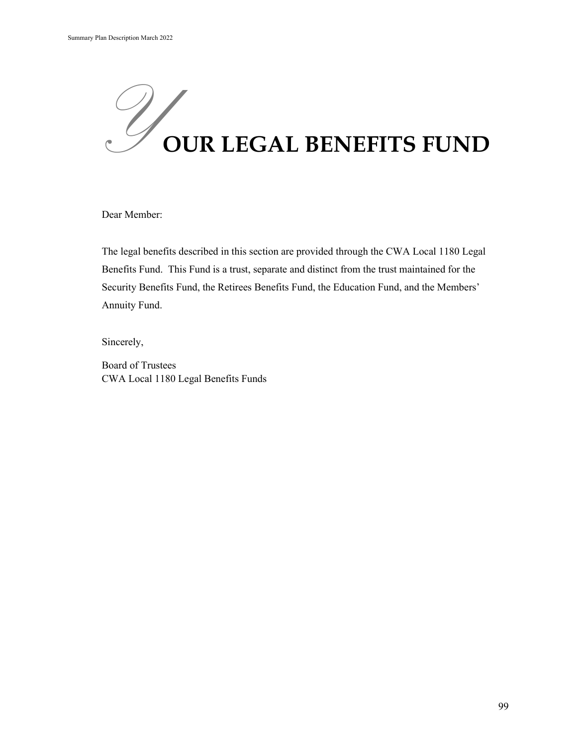# YOUR LEGAL BENEFITS FUND

Dear Member:

The legal benefits described in this section are provided through the CWA Local 1180 Legal Benefits Fund. This Fund is a trust, separate and distinct from the trust maintained for the Security Benefits Fund, the Retirees Benefits Fund, the Education Fund, and the Members' Annuity Fund.

Sincerely,

Board of Trustees
CWA Local 1180 Legal Benefits Funds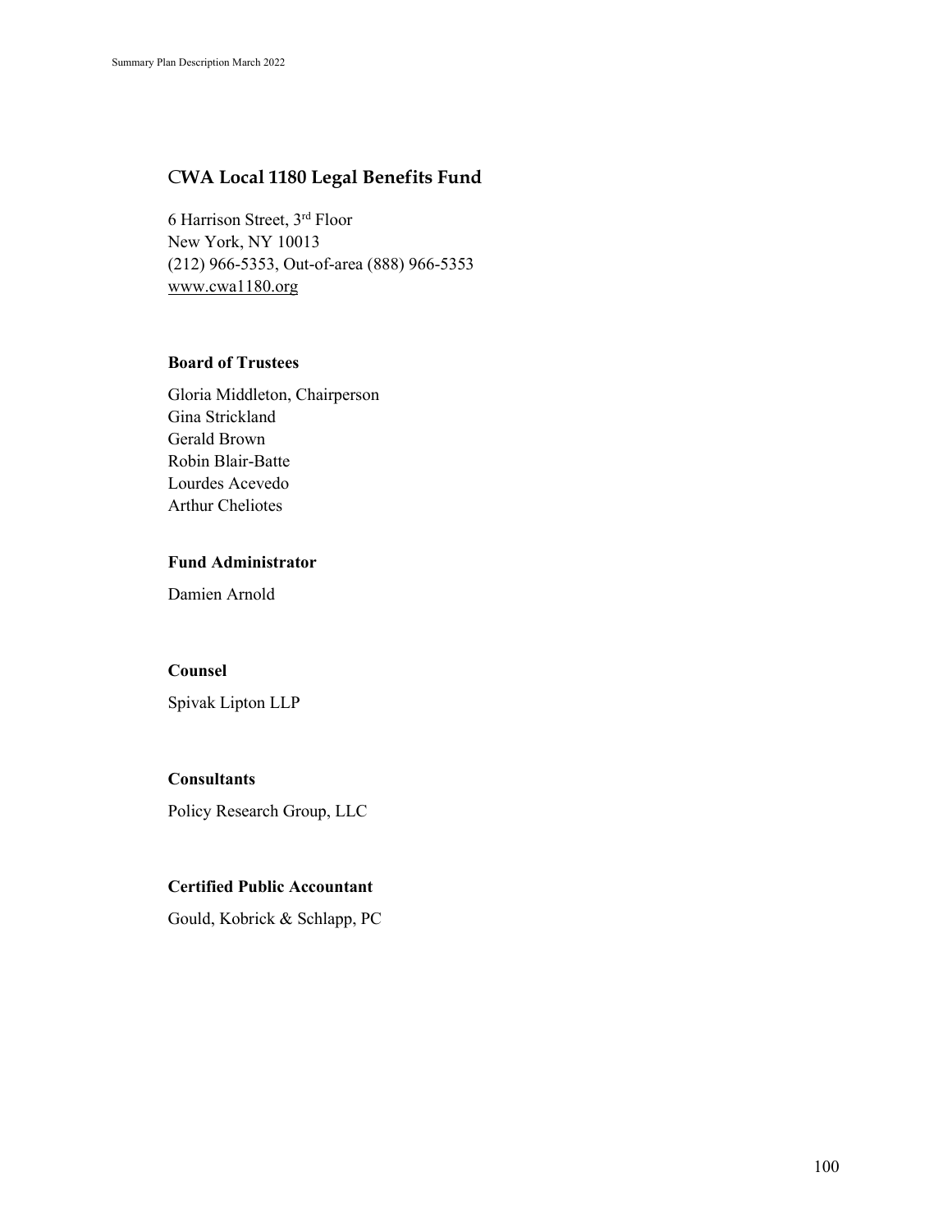## CWA Local 1180 Legal Benefits Fund

6 Harrison Street, 3rd Floor
New York, NY 10013
(212) 966-5353, Out-of-area (888) 966-5353
www.cwa1180.org

### Board of Trustees

Gloria Middleton, Chairperson
Gina Strickland
Gerald Brown
Robin Blair-Batte
Lourdes Acevedo
Arthur Cheliotes

### Fund Administrator

Damien Arnold

### Counsel

Spivak Lipton LLP

### Consultants

Policy Research Group, LLC

### Certified Public Accountant

Gould, Kobrick & Schlapp, PC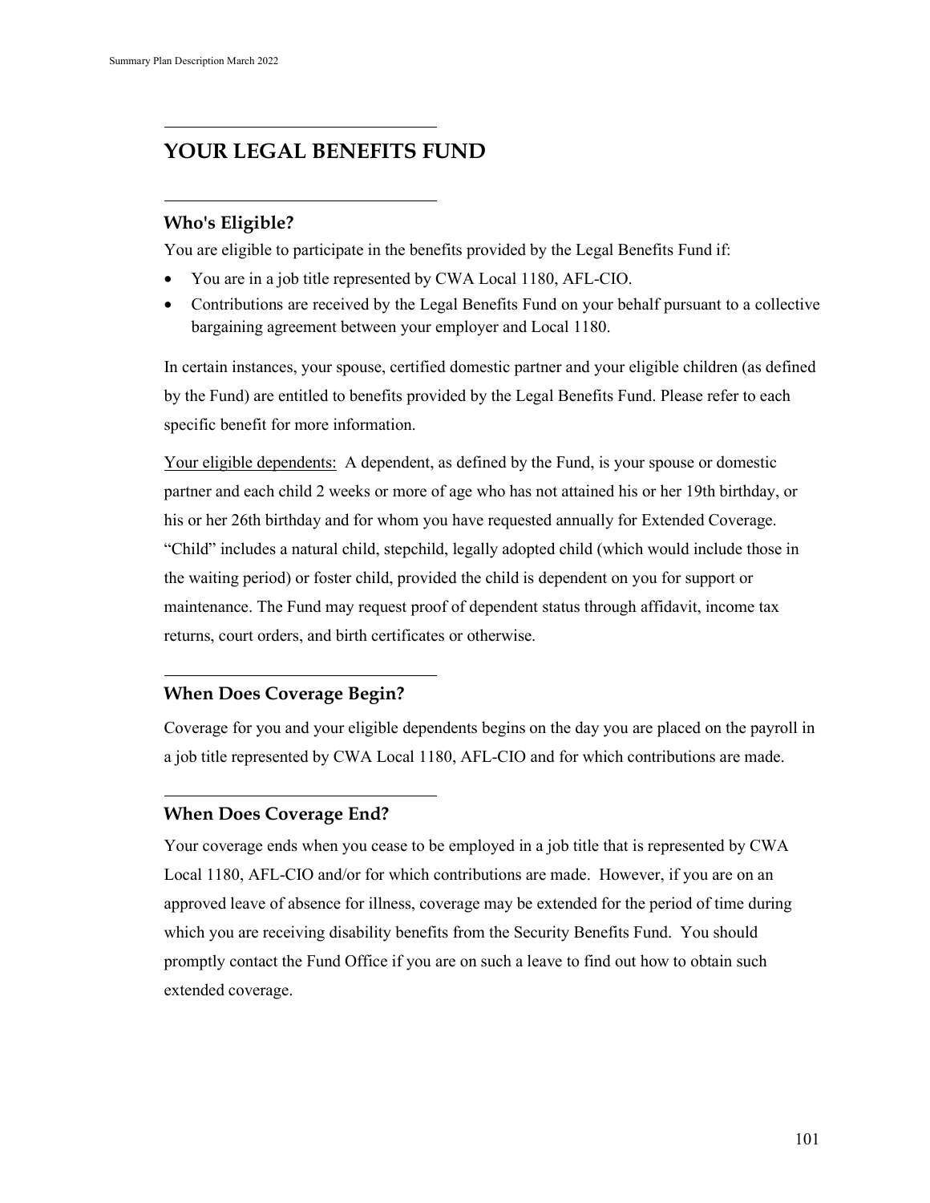# YOUR LEGAL BENEFITS FUND

## Who's Eligible?

You are eligible to participate in the benefits provided by the Legal Benefits Fund if:

- You are in a job title represented by CWA Local 1180, AFL-CIO.
- Contributions are received by the Legal Benefits Fund on your behalf pursuant to a collective bargaining agreement between your employer and Local 1180.

In certain instances, your spouse, certified domestic partner and your eligible children (as defined by the Fund) are entitled to benefits provided by the Legal Benefits Fund. Please refer to each specific benefit for more information.

<u>Your eligible dependents:</u> A dependent, as defined by the Fund, is your spouse or domestic partner and each child 2 weeks or more of age who has not attained his or her 19th birthday, or his or her 26th birthday and for whom you have requested annually for Extended Coverage. "Child" includes a natural child, stepchild, legally adopted child (which would include those in the waiting period) or foster child, provided the child is dependent on you for support or maintenance. The Fund may request proof of dependent status through affidavit, income tax returns, court orders, and birth certificates or otherwise.

## When Does Coverage Begin?

Coverage for you and your eligible dependents begins on the day you are placed on the payroll in a job title represented by CWA Local 1180, AFL-CIO and for which contributions are made.

## When Does Coverage End?

Your coverage ends when you cease to be employed in a job title that is represented by CWA Local 1180, AFL-CIO and/or for which contributions are made. However, if you are on an approved leave of absence for illness, coverage may be extended for the period of time during which you are receiving disability benefits from the Security Benefits Fund. You should promptly contact the Fund Office if you are on such a leave to find out how to obtain such extended coverage.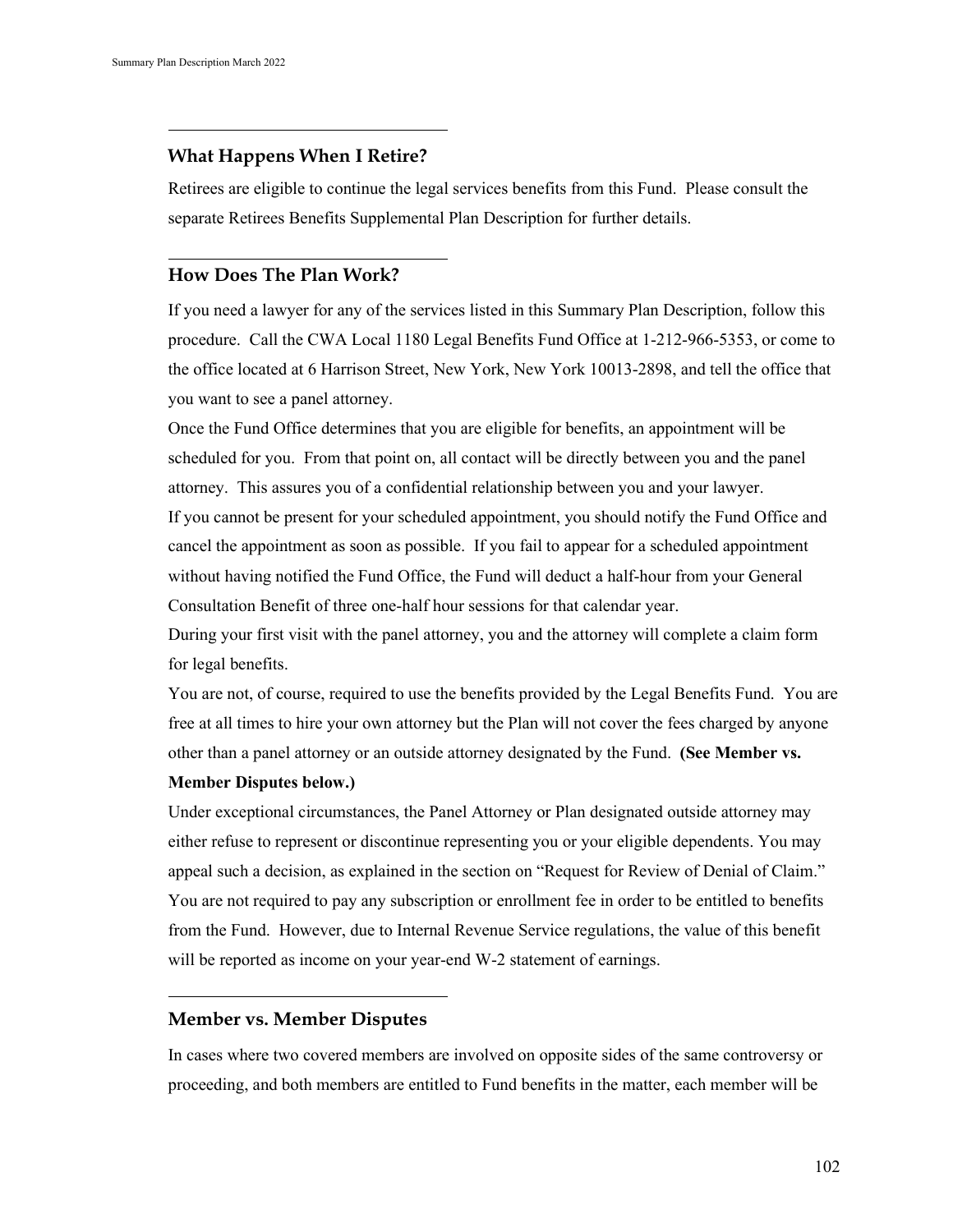## What Happens When I Retire?

Retirees are eligible to continue the legal services benefits from this Fund. Please consult the separate Retirees Benefits Supplemental Plan Description for further details.

## How Does The Plan Work?

If you need a lawyer for any of the services listed in this Summary Plan Description, follow this procedure. Call the CWA Local 1180 Legal Benefits Fund Office at 1-212-966-5353, or come to the office located at 6 Harrison Street, New York, New York 10013-2898, and tell the office that you want to see a panel attorney.

Once the Fund Office determines that you are eligible for benefits, an appointment will be scheduled for you. From that point on, all contact will be directly between you and the panel attorney. This assures you of a confidential relationship between you and your lawyer.

If you cannot be present for your scheduled appointment, you should notify the Fund Office and cancel the appointment as soon as possible. If you fail to appear for a scheduled appointment without having notified the Fund Office, the Fund will deduct a half-hour from your General Consultation Benefit of three one-half hour sessions for that calendar year.

During your first visit with the panel attorney, you and the attorney will complete a claim form for legal benefits.

You are not, of course, required to use the benefits provided by the Legal Benefits Fund. You are free at all times to hire your own attorney but the Plan will not cover the fees charged by anyone other than a panel attorney or an outside attorney designated by the Fund. **(See Member vs. Member Disputes below.)**

Under exceptional circumstances, the Panel Attorney or Plan designated outside attorney may either refuse to represent or discontinue representing you or your eligible dependents. You may appeal such a decision, as explained in the section on "Request for Review of Denial of Claim."

You are not required to pay any subscription or enrollment fee in order to be entitled to benefits from the Fund. However, due to Internal Revenue Service regulations, the value of this benefit will be reported as income on your year-end W-2 statement of earnings.

## Member vs. Member Disputes

In cases where two covered members are involved on opposite sides of the same controversy or proceeding, and both members are entitled to Fund benefits in the matter, each member will be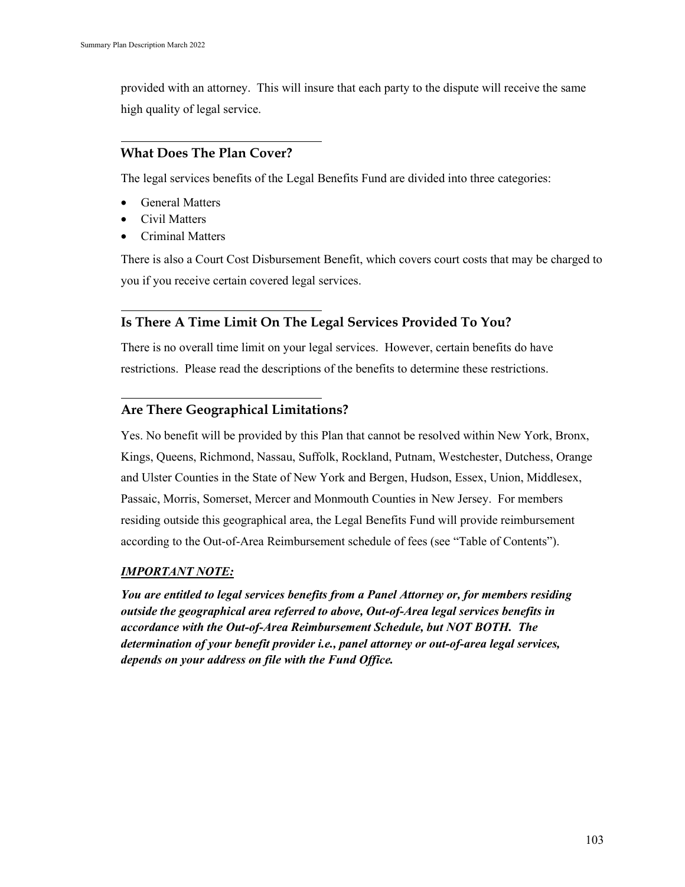provided with an attorney. This will insure that each party to the dispute will receive the same high quality of legal service.

## What Does The Plan Cover?

The legal services benefits of the Legal Benefits Fund are divided into three categories:

- General Matters
- Civil Matters
- Criminal Matters

There is also a Court Cost Disbursement Benefit, which covers court costs that may be charged to you if you receive certain covered legal services.

## Is There A Time Limit On The Legal Services Provided To You?

There is no overall time limit on your legal services. However, certain benefits do have restrictions. Please read the descriptions of the benefits to determine these restrictions.

## Are There Geographical Limitations?

Yes. No benefit will be provided by this Plan that cannot be resolved within New York, Bronx, Kings, Queens, Richmond, Nassau, Suffolk, Rockland, Putnam, Westchester, Dutchess, Orange and Ulster Counties in the State of New York and Bergen, Hudson, Essex, Union, Middlesex, Passaic, Morris, Somerset, Mercer and Monmouth Counties in New Jersey. For members residing outside this geographical area, the Legal Benefits Fund will provide reimbursement according to the Out-of-Area Reimbursement schedule of fees (see "Table of Contents").

***IMPORTANT NOTE:***

***You are entitled to legal services benefits from a Panel Attorney or, for members residing outside the geographical area referred to above, Out-of-Area legal services benefits in accordance with the Out-of-Area Reimbursement Schedule, but NOT BOTH. The determination of your benefit provider i.e., panel attorney or out-of-area legal services, depends on your address on file with the Fund Office.***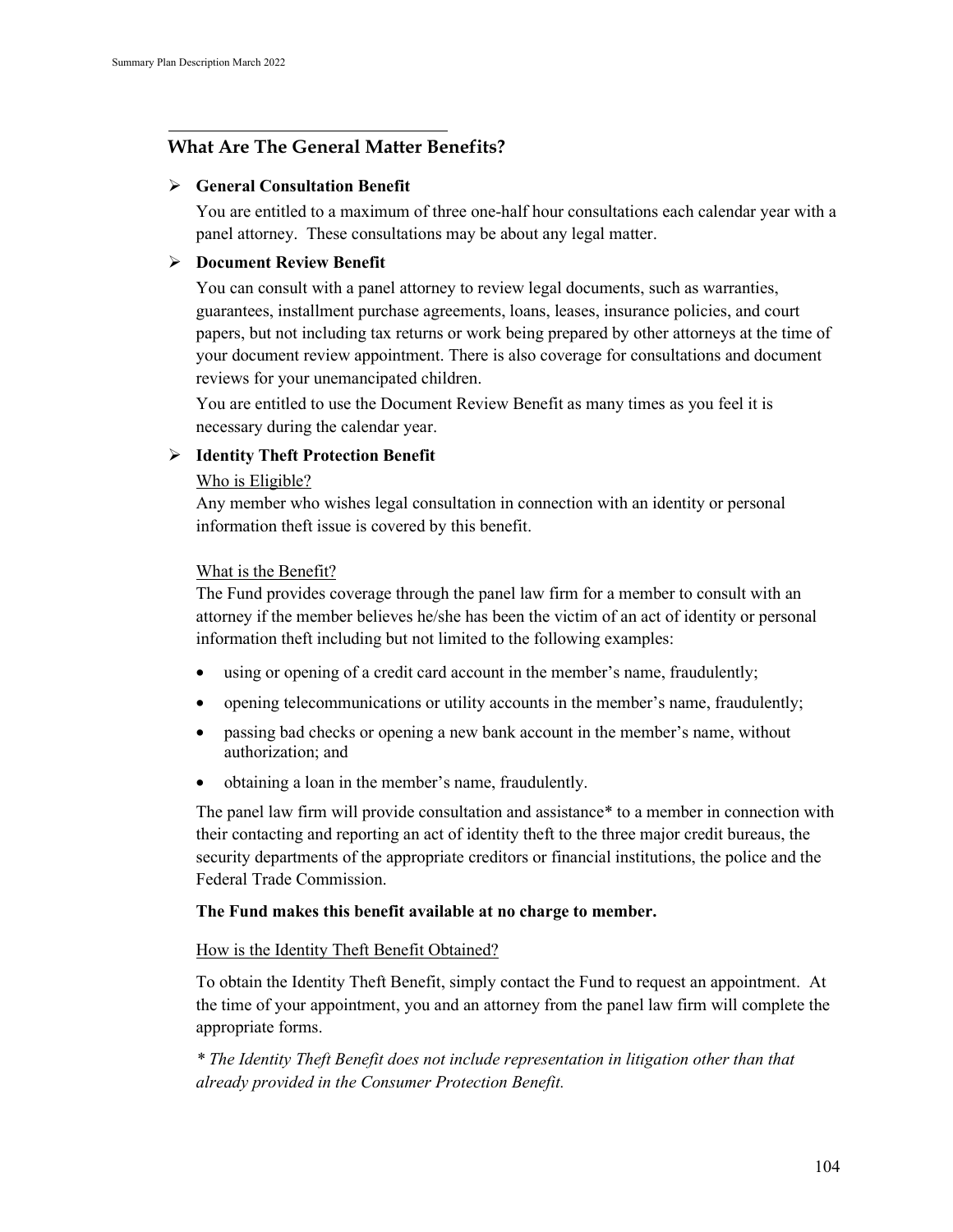## What Are The General Matter Benefits?

- **General Consultation Benefit**

  You are entitled to a maximum of three one-half hour consultations each calendar year with a panel attorney. These consultations may be about any legal matter.

- **Document Review Benefit**

  You can consult with a panel attorney to review legal documents, such as warranties, guarantees, installment purchase agreements, loans, leases, insurance policies, and court papers, but not including tax returns or work being prepared by other attorneys at the time of your document review appointment. There is also coverage for consultations and document reviews for your unemancipated children.

  You are entitled to use the Document Review Benefit as many times as you feel it is necessary during the calendar year.

- **Identity Theft Protection Benefit**

  Who is Eligible?

  Any member who wishes legal consultation in connection with an identity or personal information theft issue is covered by this benefit.

  What is the Benefit?

  The Fund provides coverage through the panel law firm for a member to consult with an attorney if the member believes he/she has been the victim of an act of identity or personal information theft including but not limited to the following examples:

  - using or opening of a credit card account in the member's name, fraudulently;
  - opening telecommunications or utility accounts in the member's name, fraudulently;
  - passing bad checks or opening a new bank account in the member's name, without authorization; and
  - obtaining a loan in the member's name, fraudulently.

  The panel law firm will provide consultation and assistance* to a member in connection with their contacting and reporting an act of identity theft to the three major credit bureaus, the security departments of the appropriate creditors or financial institutions, the police and the Federal Trade Commission.

  **The Fund makes this benefit available at no charge to member.**

  How is the Identity Theft Benefit Obtained?

  To obtain the Identity Theft Benefit, simply contact the Fund to request an appointment. At the time of your appointment, you and an attorney from the panel law firm will complete the appropriate forms.

  *\* The Identity Theft Benefit does not include representation in litigation other than that already provided in the Consumer Protection Benefit.*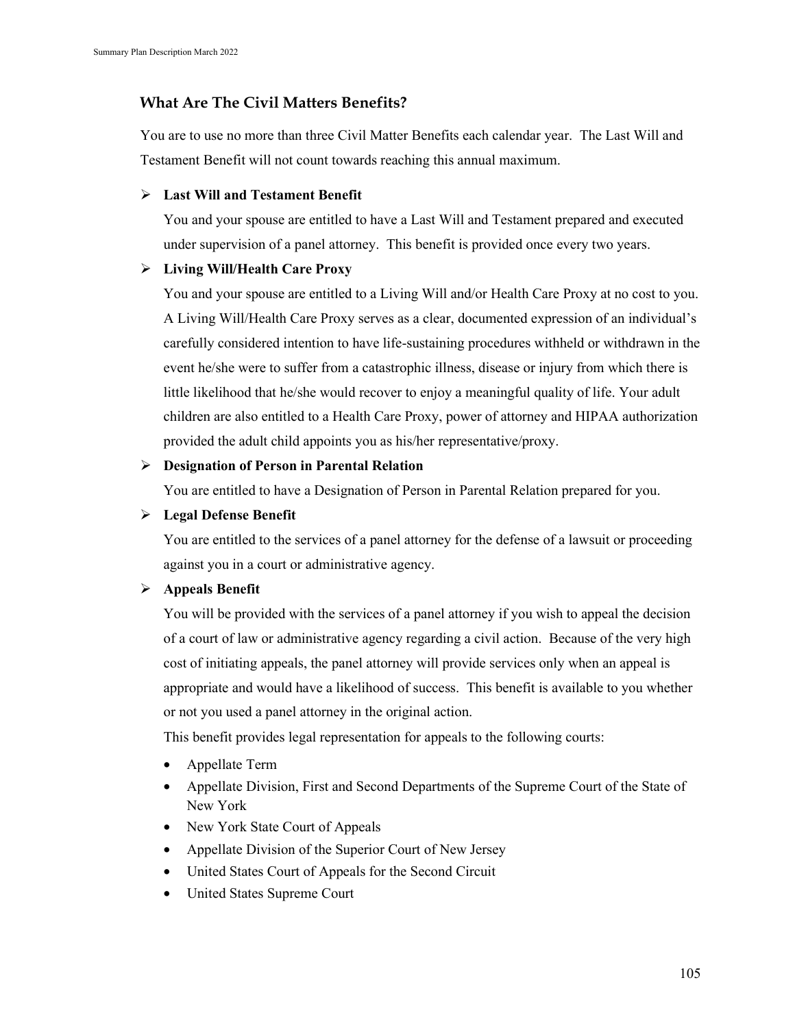## What Are The Civil Matters Benefits?

You are to use no more than three Civil Matter Benefits each calendar year. The Last Will and Testament Benefit will not count towards reaching this annual maximum.

- **Last Will and Testament Benefit**

  You and your spouse are entitled to have a Last Will and Testament prepared and executed under supervision of a panel attorney. This benefit is provided once every two years.

- **Living Will/Health Care Proxy**

  You and your spouse are entitled to a Living Will and/or Health Care Proxy at no cost to you. A Living Will/Health Care Proxy serves as a clear, documented expression of an individual's carefully considered intention to have life-sustaining procedures withheld or withdrawn in the event he/she were to suffer from a catastrophic illness, disease or injury from which there is little likelihood that he/she would recover to enjoy a meaningful quality of life. Your adult children are also entitled to a Health Care Proxy, power of attorney and HIPAA authorization provided the adult child appoints you as his/her representative/proxy.

- **Designation of Person in Parental Relation**

  You are entitled to have a Designation of Person in Parental Relation prepared for you.

- **Legal Defense Benefit**

  You are entitled to the services of a panel attorney for the defense of a lawsuit or proceeding against you in a court or administrative agency.

- **Appeals Benefit**

  You will be provided with the services of a panel attorney if you wish to appeal the decision of a court of law or administrative agency regarding a civil action. Because of the very high cost of initiating appeals, the panel attorney will provide services only when an appeal is appropriate and would have a likelihood of success. This benefit is available to you whether or not you used a panel attorney in the original action.

  This benefit provides legal representation for appeals to the following courts:

  - Appellate Term
  - Appellate Division, First and Second Departments of the Supreme Court of the State of New York
  - New York State Court of Appeals
  - Appellate Division of the Superior Court of New Jersey
  - United States Court of Appeals for the Second Circuit
  - United States Supreme Court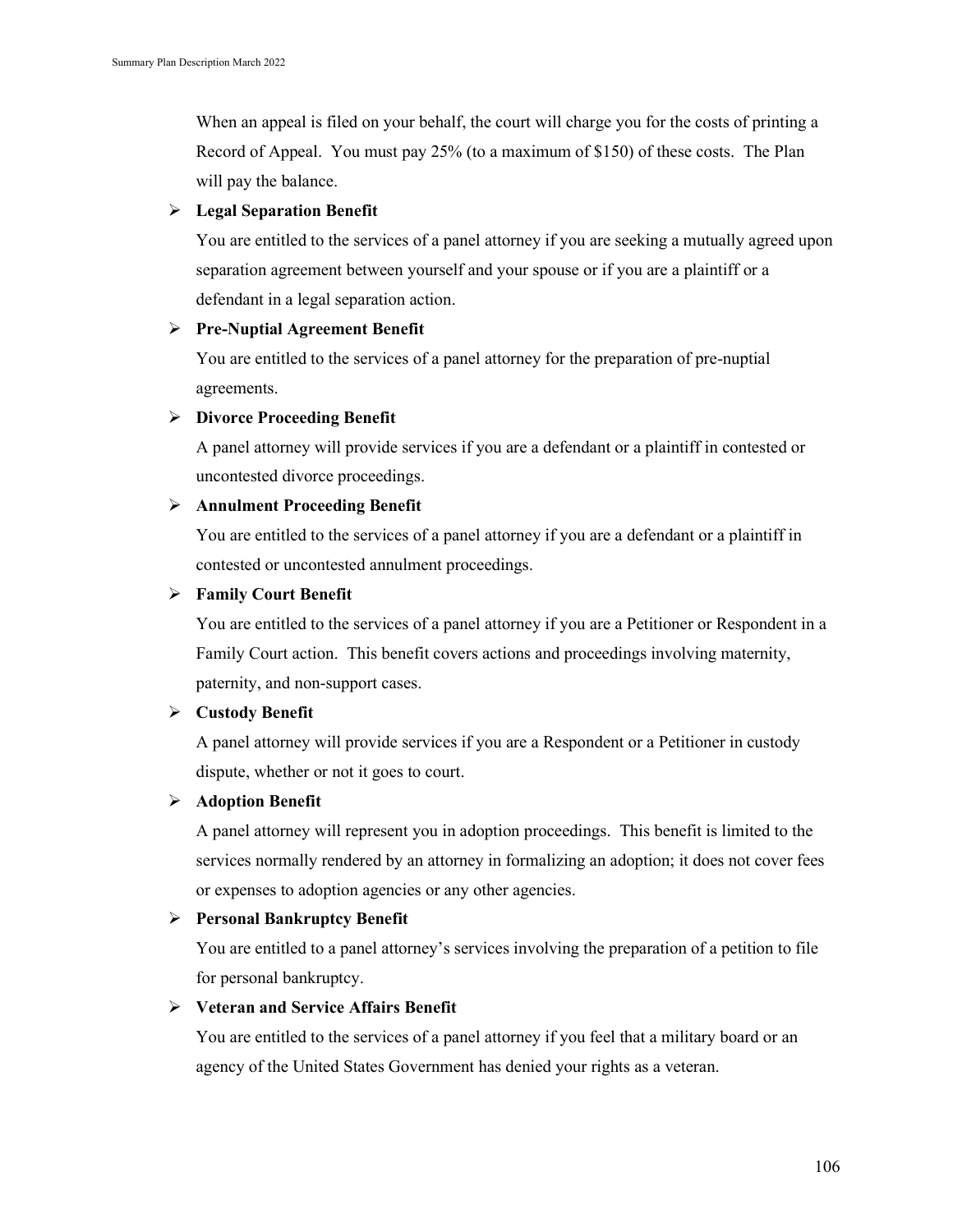When an appeal is filed on your behalf, the court will charge you for the costs of printing a Record of Appeal. You must pay 25% (to a maximum of $150) of these costs. The Plan will pay the balance.

- **Legal Separation Benefit**

  You are entitled to the services of a panel attorney if you are seeking a mutually agreed upon separation agreement between yourself and your spouse or if you are a plaintiff or a defendant in a legal separation action.

- **Pre-Nuptial Agreement Benefit**

  You are entitled to the services of a panel attorney for the preparation of pre-nuptial agreements.

- **Divorce Proceeding Benefit**

  A panel attorney will provide services if you are a defendant or a plaintiff in contested or uncontested divorce proceedings.

- **Annulment Proceeding Benefit**

  You are entitled to the services of a panel attorney if you are a defendant or a plaintiff in contested or uncontested annulment proceedings.

- **Family Court Benefit**

  You are entitled to the services of a panel attorney if you are a Petitioner or Respondent in a Family Court action. This benefit covers actions and proceedings involving maternity, paternity, and non-support cases.

- **Custody Benefit**

  A panel attorney will provide services if you are a Respondent or a Petitioner in custody dispute, whether or not it goes to court.

- **Adoption Benefit**

  A panel attorney will represent you in adoption proceedings. This benefit is limited to the services normally rendered by an attorney in formalizing an adoption; it does not cover fees or expenses to adoption agencies or any other agencies.

- **Personal Bankruptcy Benefit**

  You are entitled to a panel attorney's services involving the preparation of a petition to file for personal bankruptcy.

- **Veteran and Service Affairs Benefit**

  You are entitled to the services of a panel attorney if you feel that a military board or an agency of the United States Government has denied your rights as a veteran.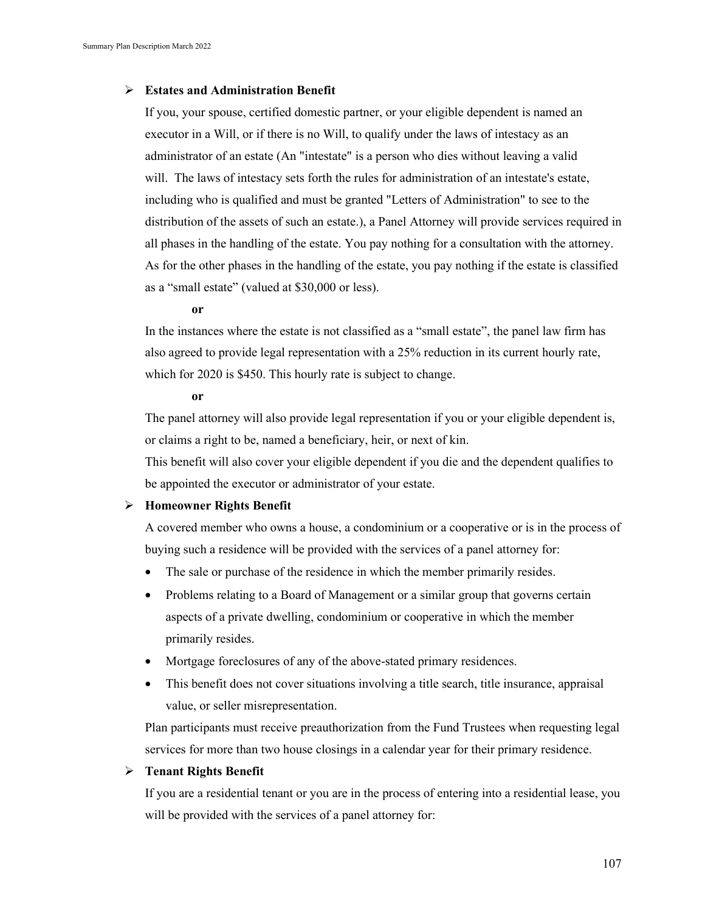- **Estates and Administration Benefit**

  If you, your spouse, certified domestic partner, or your eligible dependent is named an executor in a Will, or if there is no Will, to qualify under the laws of intestacy as an administrator of an estate (An "intestate" is a person who dies without leaving a valid will. The laws of intestacy sets forth the rules for administration of an intestate's estate, including who is qualified and must be granted "Letters of Administration" to see to the distribution of the assets of such an estate.), a Panel Attorney will provide services required in all phases in the handling of the estate. You pay nothing for a consultation with the attorney. As for the other phases in the handling of the estate, you pay nothing if the estate is classified as a "small estate" (valued at $30,000 or less).

  **or**

  In the instances where the estate is not classified as a "small estate", the panel law firm has also agreed to provide legal representation with a 25% reduction in its current hourly rate, which for 2020 is $450. This hourly rate is subject to change.

  **or**

  The panel attorney will also provide legal representation if you or your eligible dependent is, or claims a right to be, named a beneficiary, heir, or next of kin.

  This benefit will also cover your eligible dependent if you die and the dependent qualifies to be appointed the executor or administrator of your estate.

- **Homeowner Rights Benefit**

  A covered member who owns a house, a condominium or a cooperative or is in the process of buying such a residence will be provided with the services of a panel attorney for:

  - The sale or purchase of the residence in which the member primarily resides.
  - Problems relating to a Board of Management or a similar group that governs certain aspects of a private dwelling, condominium or cooperative in which the member primarily resides.
  - Mortgage foreclosures of any of the above-stated primary residences.
  - This benefit does not cover situations involving a title search, title insurance, appraisal value, or seller misrepresentation.

  Plan participants must receive preauthorization from the Fund Trustees when requesting legal services for more than two house closings in a calendar year for their primary residence.

- **Tenant Rights Benefit**

  If you are a residential tenant or you are in the process of entering into a residential lease, you will be provided with the services of a panel attorney for: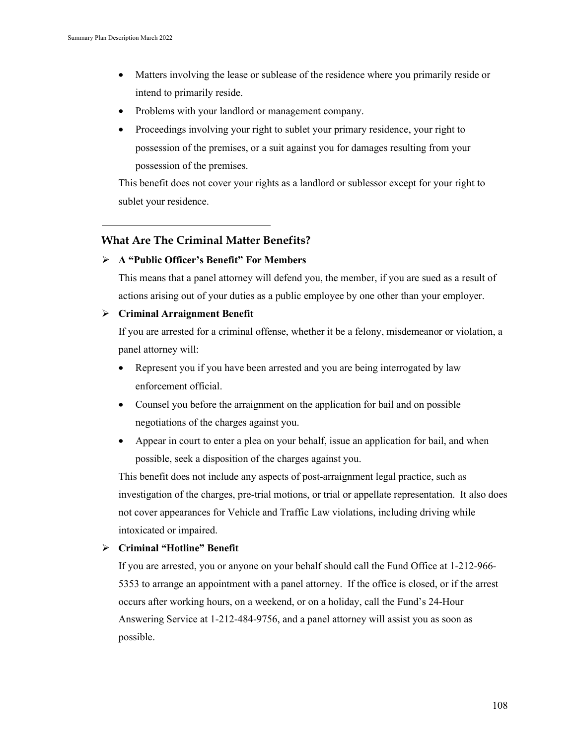- Matters involving the lease or sublease of the residence where you primarily reside or intend to primarily reside.
- Problems with your landlord or management company.
- Proceedings involving your right to sublet your primary residence, your right to possession of the premises, or a suit against you for damages resulting from your possession of the premises.

This benefit does not cover your rights as a landlord or sublessor except for your right to sublet your residence.

---

### What Are The Criminal Matter Benefits?

- **A "Public Officer's Benefit" For Members**

  This means that a panel attorney will defend you, the member, if you are sued as a result of actions arising out of your duties as a public employee by one other than your employer.

- **Criminal Arraignment Benefit**

  If you are arrested for a criminal offense, whether it be a felony, misdemeanor or violation, a panel attorney will:

  - Represent you if you have been arrested and you are being interrogated by law enforcement official.
  - Counsel you before the arraignment on the application for bail and on possible negotiations of the charges against you.
  - Appear in court to enter a plea on your behalf, issue an application for bail, and when possible, seek a disposition of the charges against you.

  This benefit does not include any aspects of post-arraignment legal practice, such as investigation of the charges, pre-trial motions, or trial or appellate representation. It also does not cover appearances for Vehicle and Traffic Law violations, including driving while intoxicated or impaired.

- **Criminal "Hotline" Benefit**

  If you are arrested, you or anyone on your behalf should call the Fund Office at 1-212-966-5353 to arrange an appointment with a panel attorney. If the office is closed, or if the arrest occurs after working hours, on a weekend, or on a holiday, call the Fund's 24-Hour Answering Service at 1-212-484-9756, and a panel attorney will assist you as soon as possible.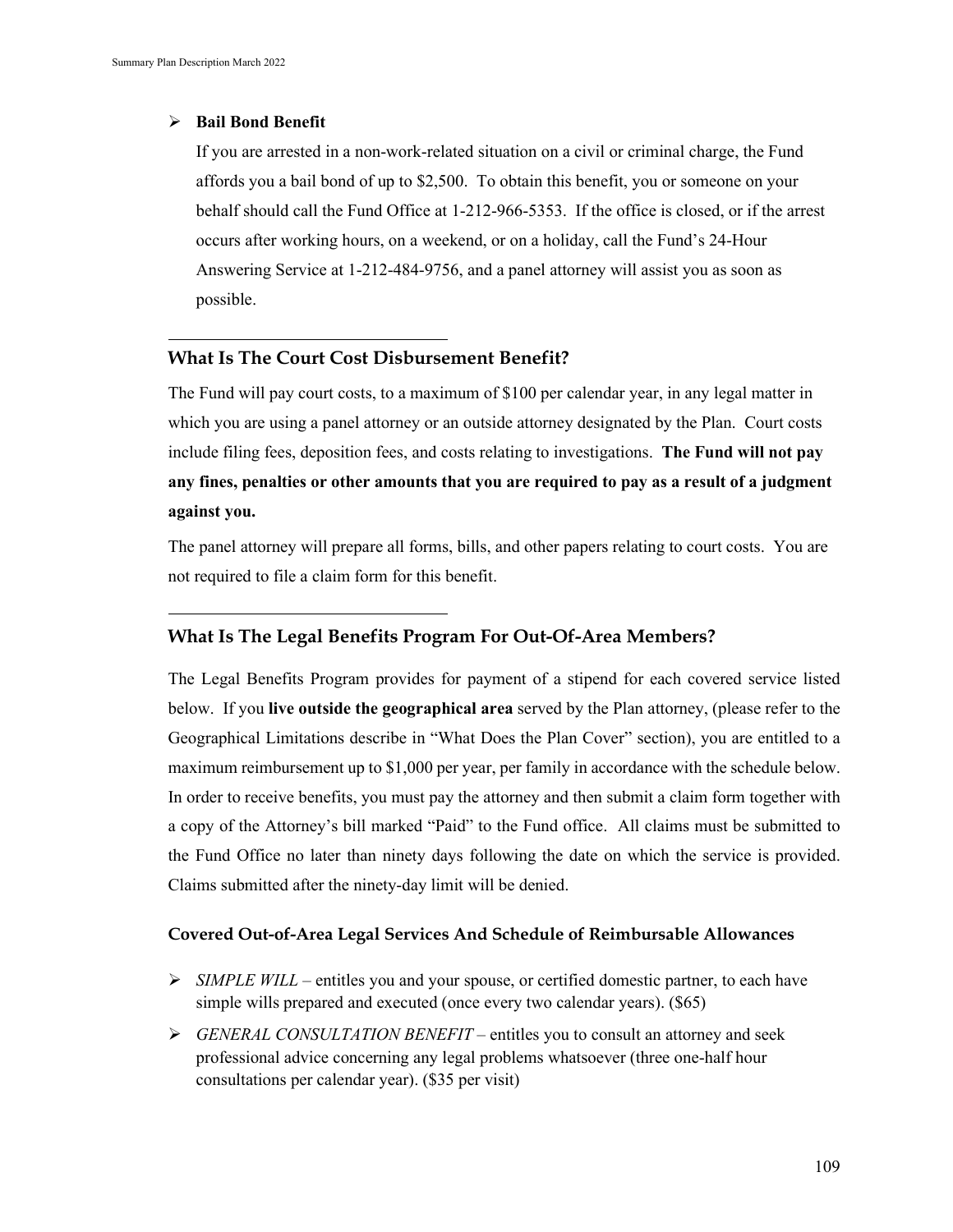- **Bail Bond Benefit**

  If you are arrested in a non-work-related situation on a civil or criminal charge, the Fund affords you a bail bond of up to $2,500. To obtain this benefit, you or someone on your behalf should call the Fund Office at 1-212-966-5353. If the office is closed, or if the arrest occurs after working hours, on a weekend, or on a holiday, call the Fund's 24-Hour Answering Service at 1-212-484-9756, and a panel attorney will assist you as soon as possible.

---

## What Is The Court Cost Disbursement Benefit?

The Fund will pay court costs, to a maximum of $100 per calendar year, in any legal matter in which you are using a panel attorney or an outside attorney designated by the Plan. Court costs include filing fees, deposition fees, and costs relating to investigations. **The Fund will not pay any fines, penalties or other amounts that you are required to pay as a result of a judgment against you.**

The panel attorney will prepare all forms, bills, and other papers relating to court costs. You are not required to file a claim form for this benefit.

---

## What Is The Legal Benefits Program For Out-Of-Area Members?

The Legal Benefits Program provides for payment of a stipend for each covered service listed below. If you **live outside the geographical area** served by the Plan attorney, (please refer to the Geographical Limitations describe in "What Does the Plan Cover" section), you are entitled to a maximum reimbursement up to $1,000 per year, per family in accordance with the schedule below. In order to receive benefits, you must pay the attorney and then submit a claim form together with a copy of the Attorney's bill marked "Paid" to the Fund office. All claims must be submitted to the Fund Office no later than ninety days following the date on which the service is provided. Claims submitted after the ninety-day limit will be denied.

### Covered Out-of-Area Legal Services And Schedule of Reimbursable Allowances

- *SIMPLE WILL* – entitles you and your spouse, or certified domestic partner, to each have simple wills prepared and executed (once every two calendar years). ($65)
- *GENERAL CONSULTATION BENEFIT* – entitles you to consult an attorney and seek professional advice concerning any legal problems whatsoever (three one-half hour consultations per calendar year). ($35 per visit)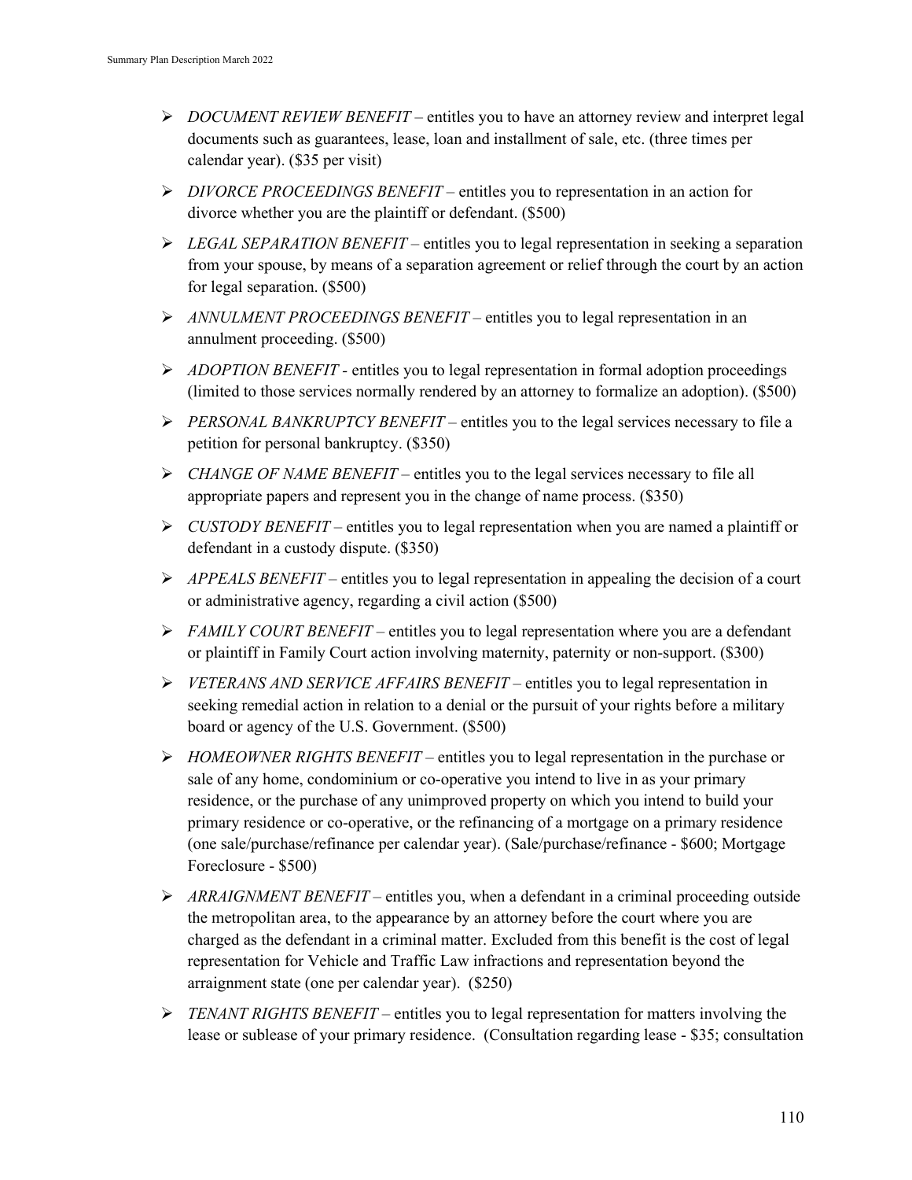- *DOCUMENT REVIEW BENEFIT* – entitles you to have an attorney review and interpret legal documents such as guarantees, lease, loan and installment of sale, etc. (three times per calendar year). ($35 per visit)
- *DIVORCE PROCEEDINGS BENEFIT* – entitles you to representation in an action for divorce whether you are the plaintiff or defendant. ($500)
- *LEGAL SEPARATION BENEFIT* – entitles you to legal representation in seeking a separation from your spouse, by means of a separation agreement or relief through the court by an action for legal separation. ($500)
- *ANNULMENT PROCEEDINGS BENEFIT* – entitles you to legal representation in an annulment proceeding. ($500)
- *ADOPTION BENEFIT* - entitles you to legal representation in formal adoption proceedings (limited to those services normally rendered by an attorney to formalize an adoption). ($500)
- *PERSONAL BANKRUPTCY BENEFIT* – entitles you to the legal services necessary to file a petition for personal bankruptcy. ($350)
- *CHANGE OF NAME BENEFIT* – entitles you to the legal services necessary to file all appropriate papers and represent you in the change of name process. ($350)
- *CUSTODY BENEFIT* – entitles you to legal representation when you are named a plaintiff or defendant in a custody dispute. ($350)
- *APPEALS BENEFIT* – entitles you to legal representation in appealing the decision of a court or administrative agency, regarding a civil action ($500)
- *FAMILY COURT BENEFIT* – entitles you to legal representation where you are a defendant or plaintiff in Family Court action involving maternity, paternity or non-support. ($300)
- *VETERANS AND SERVICE AFFAIRS BENEFIT* – entitles you to legal representation in seeking remedial action in relation to a denial or the pursuit of your rights before a military board or agency of the U.S. Government. ($500)
- *HOMEOWNER RIGHTS BENEFIT* – entitles you to legal representation in the purchase or sale of any home, condominium or co-operative you intend to live in as your primary residence, or the purchase of any unimproved property on which you intend to build your primary residence or co-operative, or the refinancing of a mortgage on a primary residence (one sale/purchase/refinance per calendar year). (Sale/purchase/refinance - $600; Mortgage Foreclosure - $500)
- *ARRAIGNMENT BENEFIT* – entitles you, when a defendant in a criminal proceeding outside the metropolitan area, to the appearance by an attorney before the court where you are charged as the defendant in a criminal matter. Excluded from this benefit is the cost of legal representation for Vehicle and Traffic Law infractions and representation beyond the arraignment state (one per calendar year). ($250)
- *TENANT RIGHTS BENEFIT* – entitles you to legal representation for matters involving the lease or sublease of your primary residence. (Consultation regarding lease - $35; consultation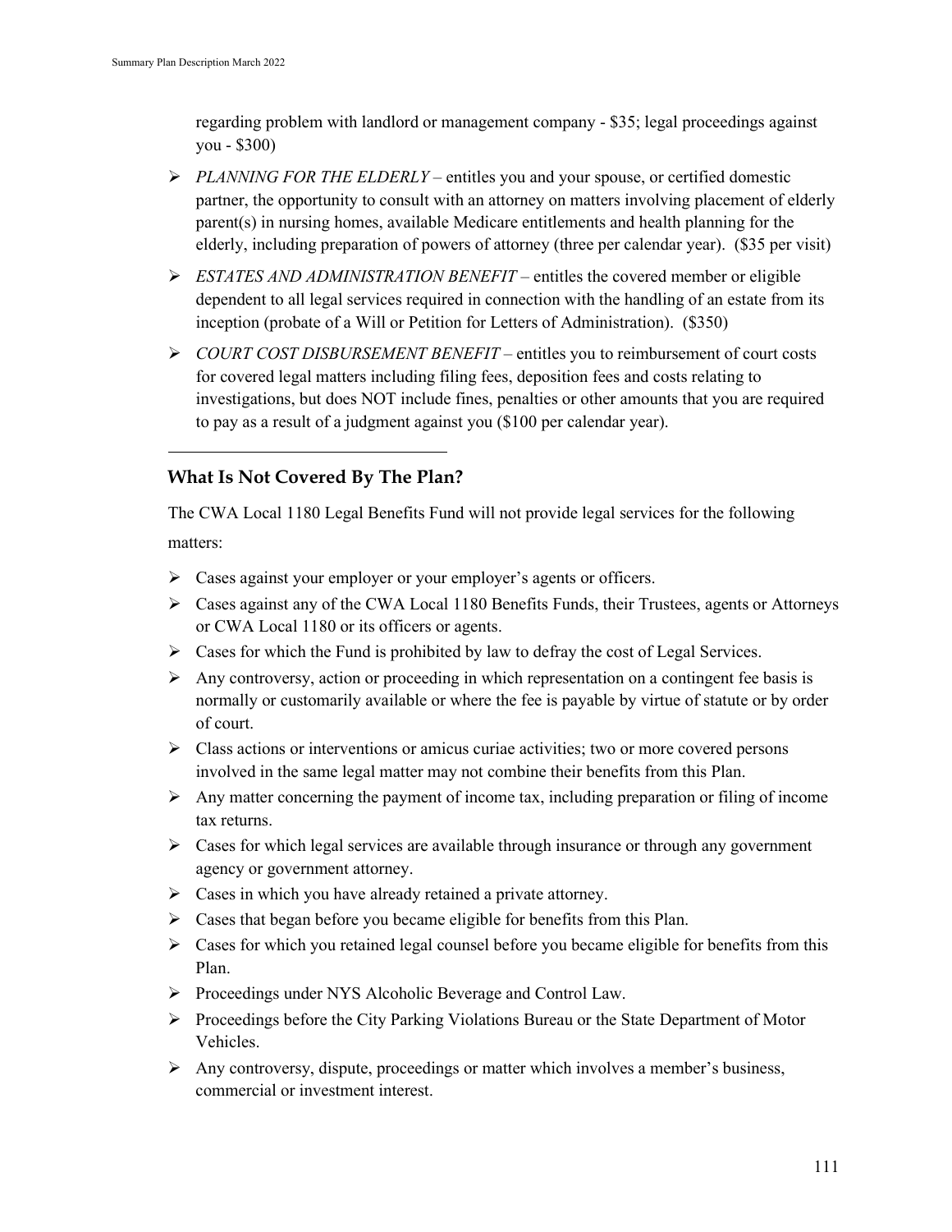regarding problem with landlord or management company - $35; legal proceedings against you - $300)

- *PLANNING FOR THE ELDERLY* – entitles you and your spouse, or certified domestic partner, the opportunity to consult with an attorney on matters involving placement of elderly parent(s) in nursing homes, available Medicare entitlements and health planning for the elderly, including preparation of powers of attorney (three per calendar year). ($35 per visit)
- *ESTATES AND ADMINISTRATION BENEFIT* – entitles the covered member or eligible dependent to all legal services required in connection with the handling of an estate from its inception (probate of a Will or Petition for Letters of Administration). ($350)
- *COURT COST DISBURSEMENT BENEFIT* – entitles you to reimbursement of court costs for covered legal matters including filing fees, deposition fees and costs relating to investigations, but does NOT include fines, penalties or other amounts that you are required to pay as a result of a judgment against you ($100 per calendar year).

---

## What Is Not Covered By The Plan?

The CWA Local 1180 Legal Benefits Fund will not provide legal services for the following matters:

- Cases against your employer or your employer's agents or officers.
- Cases against any of the CWA Local 1180 Benefits Funds, their Trustees, agents or Attorneys or CWA Local 1180 or its officers or agents.
- Cases for which the Fund is prohibited by law to defray the cost of Legal Services.
- Any controversy, action or proceeding in which representation on a contingent fee basis is normally or customarily available or where the fee is payable by virtue of statute or by order of court.
- Class actions or interventions or amicus curiae activities; two or more covered persons involved in the same legal matter may not combine their benefits from this Plan.
- Any matter concerning the payment of income tax, including preparation or filing of income tax returns.
- Cases for which legal services are available through insurance or through any government agency or government attorney.
- Cases in which you have already retained a private attorney.
- Cases that began before you became eligible for benefits from this Plan.
- Cases for which you retained legal counsel before you became eligible for benefits from this Plan.
- Proceedings under NYS Alcoholic Beverage and Control Law.
- Proceedings before the City Parking Violations Bureau or the State Department of Motor Vehicles.
- Any controversy, dispute, proceedings or matter which involves a member's business, commercial or investment interest.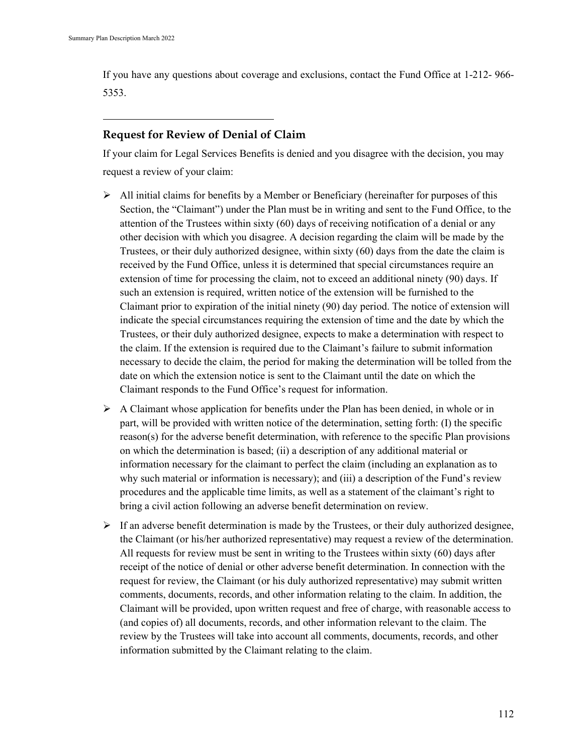If you have any questions about coverage and exclusions, contact the Fund Office at 1-212- 966-5353.

---

## Request for Review of Denial of Claim

If your claim for Legal Services Benefits is denied and you disagree with the decision, you may request a review of your claim:

- All initial claims for benefits by a Member or Beneficiary (hereinafter for purposes of this Section, the "Claimant") under the Plan must be in writing and sent to the Fund Office, to the attention of the Trustees within sixty (60) days of receiving notification of a denial or any other decision with which you disagree. A decision regarding the claim will be made by the Trustees, or their duly authorized designee, within sixty (60) days from the date the claim is received by the Fund Office, unless it is determined that special circumstances require an extension of time for processing the claim, not to exceed an additional ninety (90) days. If such an extension is required, written notice of the extension will be furnished to the Claimant prior to expiration of the initial ninety (90) day period. The notice of extension will indicate the special circumstances requiring the extension of time and the date by which the Trustees, or their duly authorized designee, expects to make a determination with respect to the claim. If the extension is required due to the Claimant's failure to submit information necessary to decide the claim, the period for making the determination will be tolled from the date on which the extension notice is sent to the Claimant until the date on which the Claimant responds to the Fund Office's request for information.
- A Claimant whose application for benefits under the Plan has been denied, in whole or in part, will be provided with written notice of the determination, setting forth: (I) the specific reason(s) for the adverse benefit determination, with reference to the specific Plan provisions on which the determination is based; (ii) a description of any additional material or information necessary for the claimant to perfect the claim (including an explanation as to why such material or information is necessary); and (iii) a description of the Fund's review procedures and the applicable time limits, as well as a statement of the claimant's right to bring a civil action following an adverse benefit determination on review.
- If an adverse benefit determination is made by the Trustees, or their duly authorized designee, the Claimant (or his/her authorized representative) may request a review of the determination. All requests for review must be sent in writing to the Trustees within sixty (60) days after receipt of the notice of denial or other adverse benefit determination. In connection with the request for review, the Claimant (or his duly authorized representative) may submit written comments, documents, records, and other information relating to the claim. In addition, the Claimant will be provided, upon written request and free of charge, with reasonable access to (and copies of) all documents, records, and other information relevant to the claim. The review by the Trustees will take into account all comments, documents, records, and other information submitted by the Claimant relating to the claim.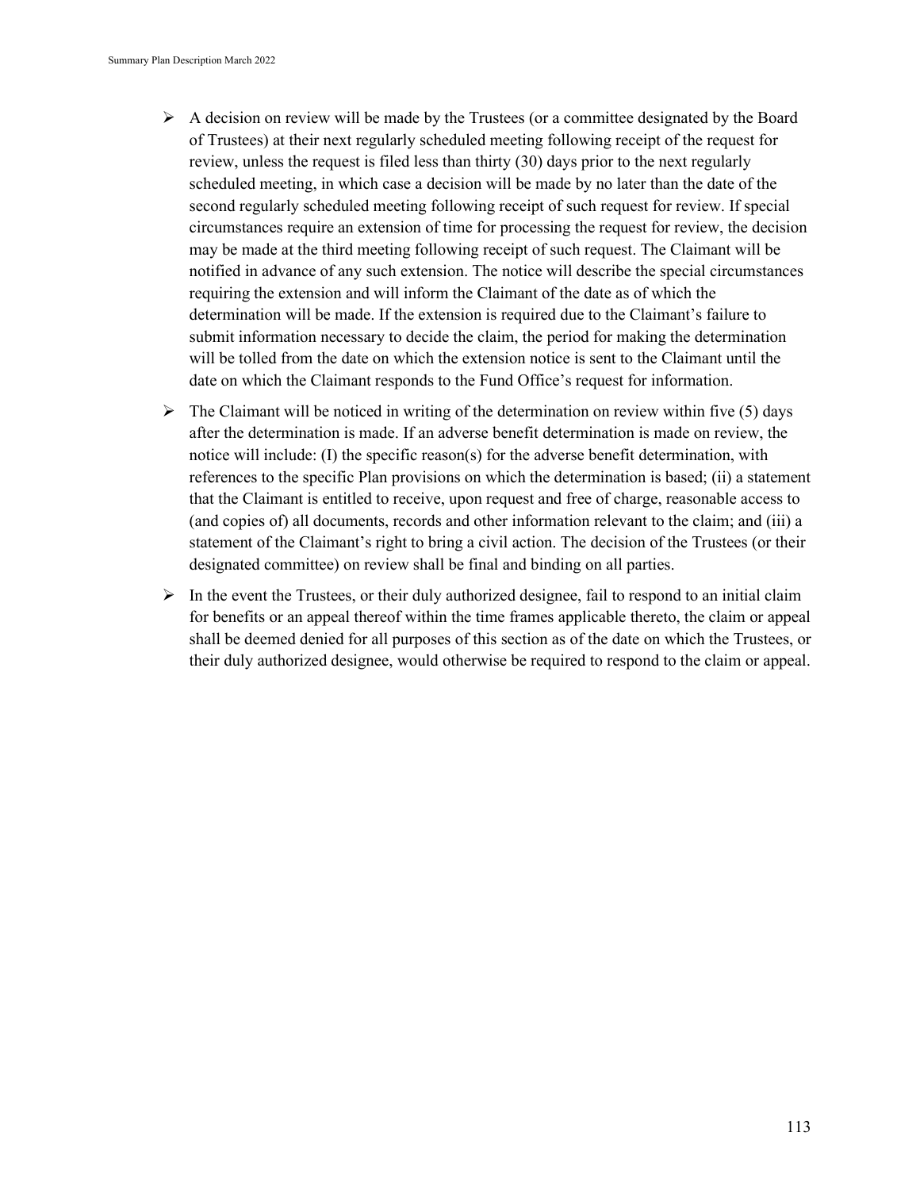- A decision on review will be made by the Trustees (or a committee designated by the Board of Trustees) at their next regularly scheduled meeting following receipt of the request for review, unless the request is filed less than thirty (30) days prior to the next regularly scheduled meeting, in which case a decision will be made by no later than the date of the second regularly scheduled meeting following receipt of such request for review. If special circumstances require an extension of time for processing the request for review, the decision may be made at the third meeting following receipt of such request. The Claimant will be notified in advance of any such extension. The notice will describe the special circumstances requiring the extension and will inform the Claimant of the date as of which the determination will be made. If the extension is required due to the Claimant's failure to submit information necessary to decide the claim, the period for making the determination will be tolled from the date on which the extension notice is sent to the Claimant until the date on which the Claimant responds to the Fund Office's request for information.
- The Claimant will be noticed in writing of the determination on review within five (5) days after the determination is made. If an adverse benefit determination is made on review, the notice will include: (I) the specific reason(s) for the adverse benefit determination, with references to the specific Plan provisions on which the determination is based; (ii) a statement that the Claimant is entitled to receive, upon request and free of charge, reasonable access to (and copies of) all documents, records and other information relevant to the claim; and (iii) a statement of the Claimant's right to bring a civil action. The decision of the Trustees (or their designated committee) on review shall be final and binding on all parties.
- In the event the Trustees, or their duly authorized designee, fail to respond to an initial claim for benefits or an appeal thereof within the time frames applicable thereto, the claim or appeal shall be deemed denied for all purposes of this section as of the date on which the Trustees, or their duly authorized designee, would otherwise be required to respond to the claim or appeal.